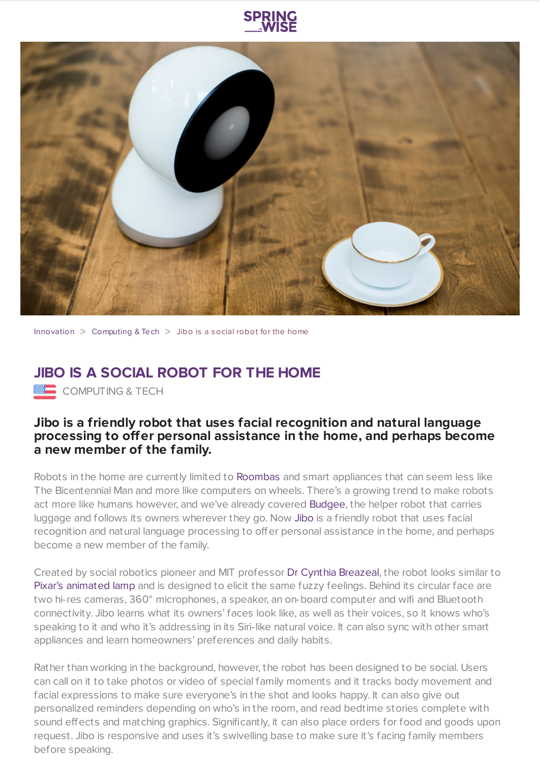Innovation > Computing & Tech > Jibo is a social robot for the home

# JIBO IS A SOCIAL ROBOT FOR THE HOME

COMPUTING & TECH

**Jibo is a friendly robot that uses facial recognition and natural language processing to offer personal assistance in the home, and perhaps become a new member of the family.**

Robots in the home are currently limited to Roombas and smart appliances that can seem less like The Bicentennial Man and more like computers on wheels. There's a growing trend to make robots act more like humans however, and we've already covered Budgee, the helper robot that carries luggage and follows its owners wherever they go. Now Jibo is a friendly robot that uses facial recognition and natural language processing to offer personal assistance in the home, and perhaps become a new member of the family.

Created by social robotics pioneer and MIT professor Dr Cynthia Breazeal, the robot looks similar to Pixar's animated lamp and is designed to elicit the same fuzzy feelings. Behind its circular face are two hi-res cameras, 360° microphones, a speaker, an on-board computer and wifi and Bluetooth connectivity. Jibo learns what its owners' faces look like, as well as their voices, so it knows who's speaking to it and who it's addressing in its Siri-like natural voice. It can also sync with other smart appliances and learn homeowners' preferences and daily habits.

Rather than working in the background, however, the robot has been designed to be social. Users can call on it to take photos or video of special family moments and it tracks body movement and facial expressions to make sure everyone's in the shot and looks happy. It can also give out personalized reminders depending on who's in the room, and read bedtime stories complete with sound effects and matching graphics. Significantly, it can also place orders for food and goods upon request. Jibo is responsive and uses it's swivelling base to make sure it's facing family members before speaking.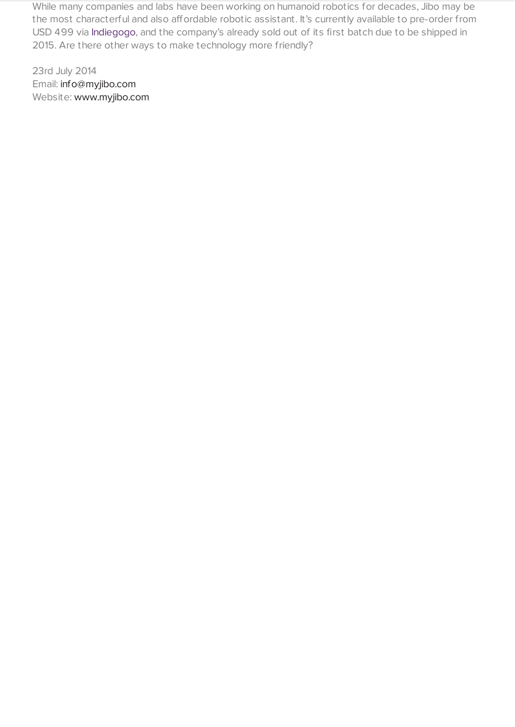While many companies and labs have been working on humanoid robotics for decades, Jibo may be the most characterful and also affordable robotic assistant. It's currently available to pre-order from USD 499 via Indiegogo, and the company's already sold out of its first batch due to be shipped in 2015. Are there other ways to make technology more friendly?

23rd July 2014  
Email: info@myjibo.com  
Website: www.myjibo.com